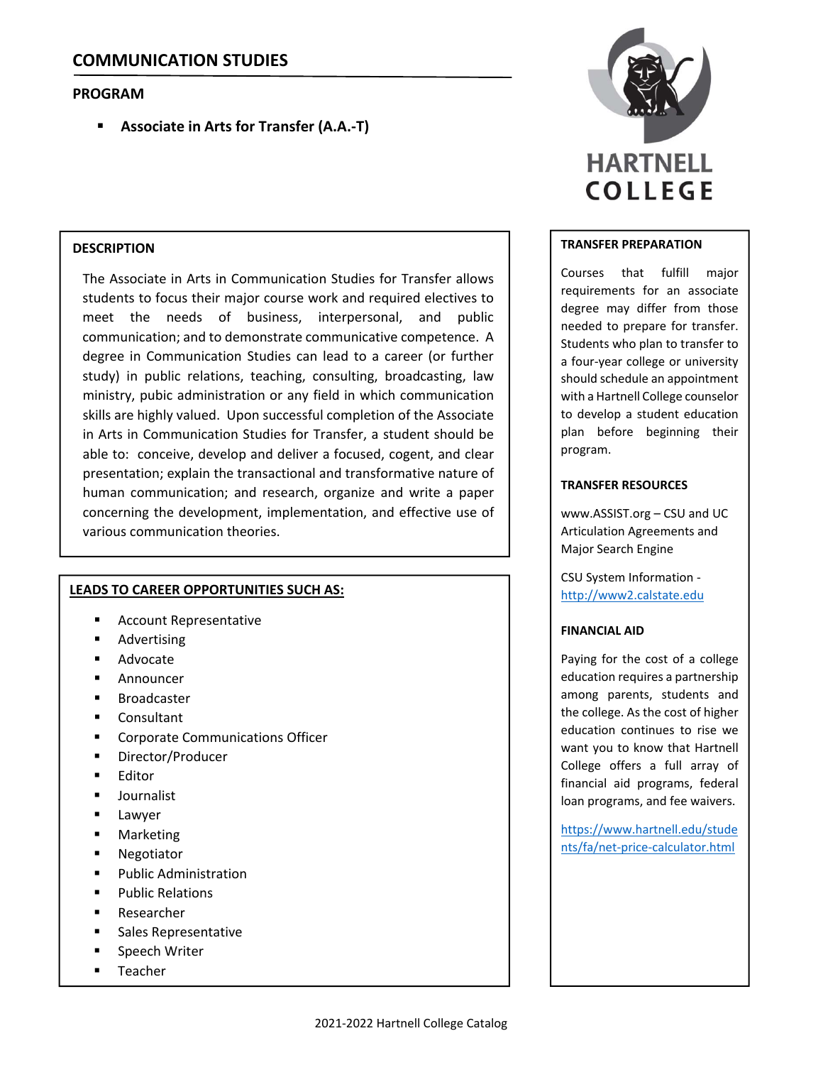# COMMUNICATION STUDIES

## PROGRAM

- **Associate in Arts for Transfer (A.A.-T)**

HARTNELL COLLEGE

### DESCRIPTION

The Associate in Arts in Communication Studies for Transfer allows students to focus their major course work and required electives to meet the needs of business, interpersonal, and public communication; and to demonstrate communicative competence. A degree in Communication Studies can lead to a career (or further study) in public relations, teaching, consulting, broadcasting, law ministry, pubic administration or any field in which communication skills are highly valued. Upon successful completion of the Associate in Arts in Communication Studies for Transfer, a student should be able to: conceive, develop and deliver a focused, cogent, and clear presentation; explain the transactional and transformative nature of human communication; and research, organize and write a paper concerning the development, implementation, and effective use of various communication theories.

### LEADS TO CAREER OPPORTUNITIES SUCH AS:

- Account Representative
- Advertising
- Advocate
- Announcer
- Broadcaster
- Consultant
- Corporate Communications Officer
- Director/Producer
- Editor
- Journalist
- Lawyer
- Marketing
- Negotiator
- Public Administration
- Public Relations
- Researcher
- Sales Representative
- Speech Writer
- Teacher

### TRANSFER PREPARATION

Courses that fulfill major requirements for an associate degree may differ from those needed to prepare for transfer. Students who plan to transfer to a four-year college or university should schedule an appointment with a Hartnell College counselor to develop a student education plan before beginning their program.

### TRANSFER RESOURCES

www.ASSIST.org – CSU and UC Articulation Agreements and Major Search Engine

CSU System Information - http://www2.calstate.edu

### FINANCIAL AID

Paying for the cost of a college education requires a partnership among parents, students and the college. As the cost of higher education continues to rise we want you to know that Hartnell College offers a full array of financial aid programs, federal loan programs, and fee waivers.

https://www.hartnell.edu/students/fa/net-price-calculator.html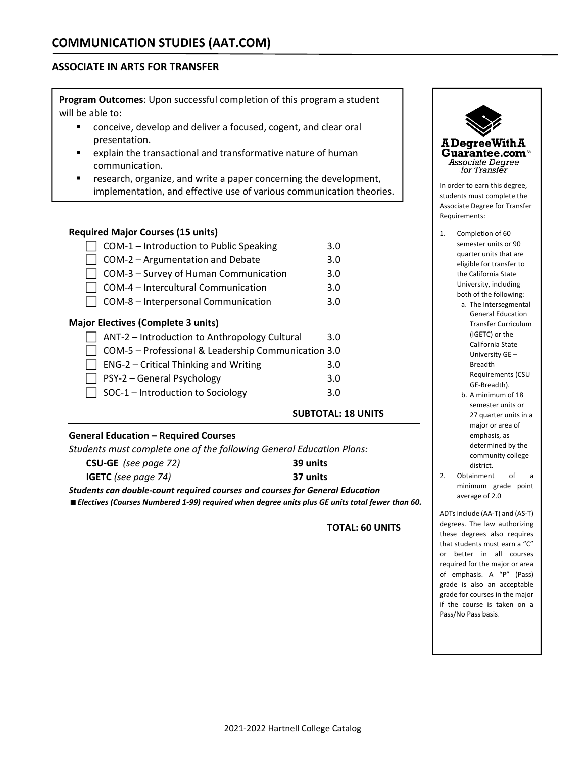# COMMUNICATION STUDIES (AAT.COM)

## ASSOCIATE IN ARTS FOR TRANSFER

**Program Outcomes**: Upon successful completion of this program a student will be able to:

- conceive, develop and deliver a focused, cogent, and clear oral presentation.
- explain the transactional and transformative nature of human communication.
- research, organize, and write a paper concerning the development, implementation, and effective use of various communication theories.

### Required Major Courses (15 units)

| | | |
|---|---|---|
| ☐ | COM-1 – Introduction to Public Speaking | 3.0 |
| ☐ | COM-2 – Argumentation and Debate | 3.0 |
| ☐ | COM-3 – Survey of Human Communication | 3.0 |
| ☐ | COM-4 – Intercultural Communication | 3.0 |
| ☐ | COM-8 – Interpersonal Communication | 3.0 |

### Major Electives (Complete 3 units)

| | | |
|---|---|---|
| ☐ | ANT-2 – Introduction to Anthropology Cultural | 3.0 |
| ☐ | COM-5 – Professional & Leadership Communication | 3.0 |
| ☐ | ENG-2 – Critical Thinking and Writing | 3.0 |
| ☐ | PSY-2 – General Psychology | 3.0 |
| ☐ | SOC-1 – Introduction to Sociology | 3.0 |

**SUBTOTAL: 18 UNITS**

### General Education – Required Courses

*Students must complete one of the following General Education Plans:*

| | |
|---|---|
| **CSU-GE** *(see page 72)* | **39 units** |
| **IGETC** *(see page 74)* | **37 units** |

***Students can double-count required courses and courses for General Education***

■ ***Electives (Courses Numbered 1-99) required when degree units plus GE units total fewer than 60.***

**TOTAL: 60 UNITS**

---

**A Degree With A Guarantee.com**℠
*Associate Degree for Transfer*

In order to earn this degree, students must complete the Associate Degree for Transfer Requirements:

1. Completion of 60 semester units or 90 quarter units that are eligible for transfer to the California State University, including both of the following:
   a. The Intersegmental General Education Transfer Curriculum (IGETC) or the California State University GE – Breadth Requirements (CSU GE-Breadth).
   b. A minimum of 18 semester units or 27 quarter units in a major or area of emphasis, as determined by the community college district.
2. Obtainment of a minimum grade point average of 2.0

ADTs include (AA-T) and (AS-T) degrees. The law authorizing these degrees also requires that students must earn a "C" or better in all courses required for the major or area of emphasis. A "P" (Pass) grade is also an acceptable grade for courses in the major if the course is taken on a Pass/No Pass basis.